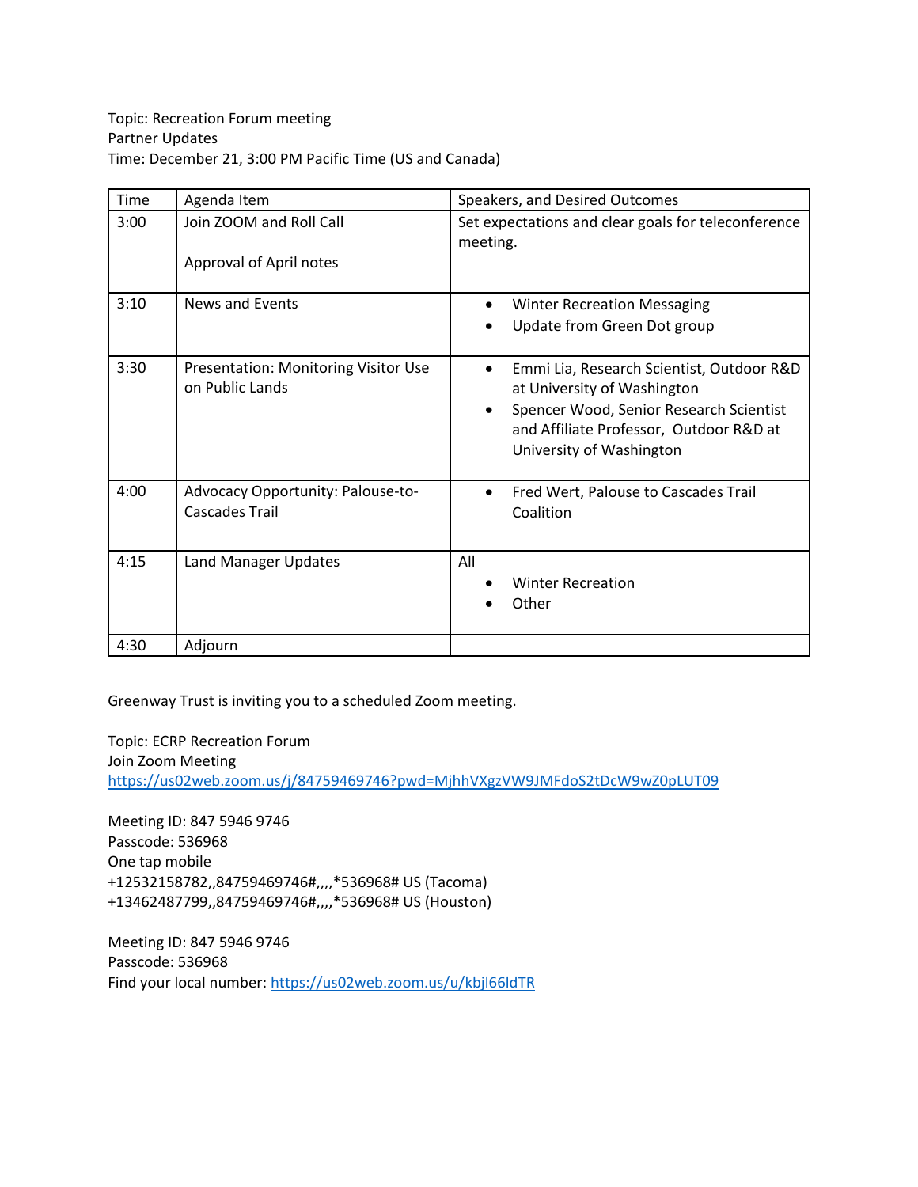Topic: Recreation Forum meeting
Partner Updates
Time: December 21, 3:00 PM Pacific Time (US and Canada)

| Time | Agenda Item | Speakers, and Desired Outcomes |
| --- | --- | --- |
| 3:00 | Join ZOOM and Roll Call<br><br>Approval of April notes | Set expectations and clear goals for teleconference meeting. |
| 3:10 | News and Events | • Winter Recreation Messaging<br>• Update from Green Dot group |
| 3:30 | Presentation: Monitoring Visitor Use on Public Lands | • Emmi Lia, Research Scientist, Outdoor R&D at University of Washington<br>• Spencer Wood, Senior Research Scientist and Affiliate Professor, Outdoor R&D at University of Washington |
| 4:00 | Advocacy Opportunity: Palouse-to-Cascades Trail | • Fred Wert, Palouse to Cascades Trail Coalition |
| 4:15 | Land Manager Updates | All<br>• Winter Recreation<br>• Other |
| 4:30 | Adjourn | |

Greenway Trust is inviting you to a scheduled Zoom meeting.

Topic: ECRP Recreation Forum
Join Zoom Meeting
https://us02web.zoom.us/j/84759469746?pwd=MjhhVXgzVW9JMFdoS2tDcW9wZ0pLUT09

Meeting ID: 847 5946 9746
Passcode: 536968
One tap mobile
+12532158782,,84759469746#,,,,*536968# US (Tacoma)
+13462487799,,84759469746#,,,,*536968# US (Houston)

Meeting ID: 847 5946 9746
Passcode: 536968
Find your local number: https://us02web.zoom.us/u/kbjl66ldTR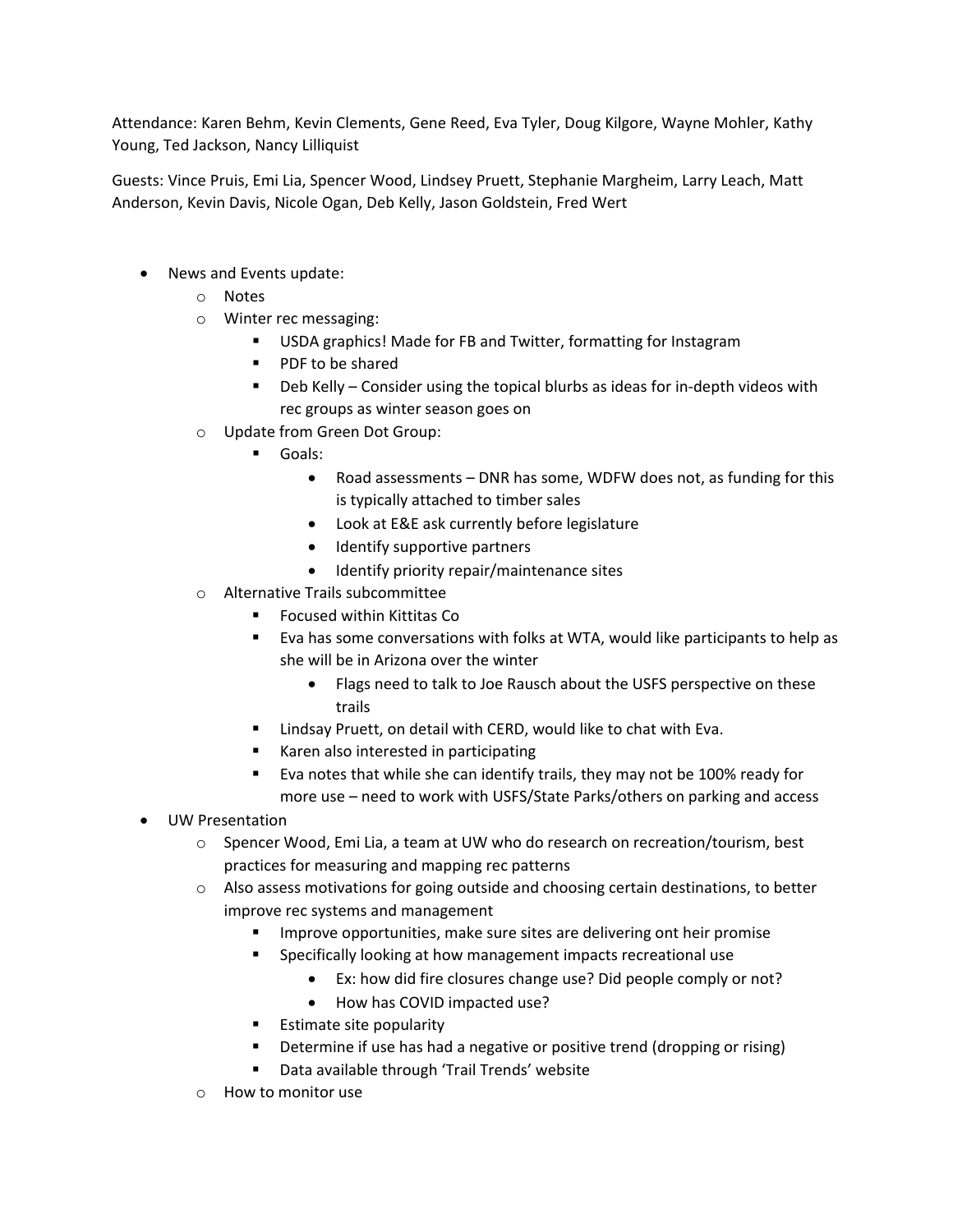Attendance: Karen Behm, Kevin Clements, Gene Reed, Eva Tyler, Doug Kilgore, Wayne Mohler, Kathy Young, Ted Jackson, Nancy Lilliquist

Guests: Vince Pruis, Emi Lia, Spencer Wood, Lindsey Pruett, Stephanie Margheim, Larry Leach, Matt Anderson, Kevin Davis, Nicole Ogan, Deb Kelly, Jason Goldstein, Fred Wert

- News and Events update:
  - Notes
  - Winter rec messaging:
    - USDA graphics! Made for FB and Twitter, formatting for Instagram
    - PDF to be shared
    - Deb Kelly – Consider using the topical blurbs as ideas for in-depth videos with rec groups as winter season goes on
  - Update from Green Dot Group:
    - Goals:
      - Road assessments – DNR has some, WDFW does not, as funding for this is typically attached to timber sales
      - Look at E&E ask currently before legislature
      - Identify supportive partners
      - Identify priority repair/maintenance sites
  - Alternative Trails subcommittee
    - Focused within Kittitas Co
    - Eva has some conversations with folks at WTA, would like participants to help as she will be in Arizona over the winter
      - Flags need to talk to Joe Rausch about the USFS perspective on these trails
    - Lindsay Pruett, on detail with CERD, would like to chat with Eva.
    - Karen also interested in participating
    - Eva notes that while she can identify trails, they may not be 100% ready for more use – need to work with USFS/State Parks/others on parking and access
- UW Presentation
  - Spencer Wood, Emi Lia, a team at UW who do research on recreation/tourism, best practices for measuring and mapping rec patterns
  - Also assess motivations for going outside and choosing certain destinations, to better improve rec systems and management
    - Improve opportunities, make sure sites are delivering ont heir promise
    - Specifically looking at how management impacts recreational use
      - Ex: how did fire closures change use? Did people comply or not?
      - How has COVID impacted use?
    - Estimate site popularity
    - Determine if use has had a negative or positive trend (dropping or rising)
    - Data available through 'Trail Trends' website
  - How to monitor use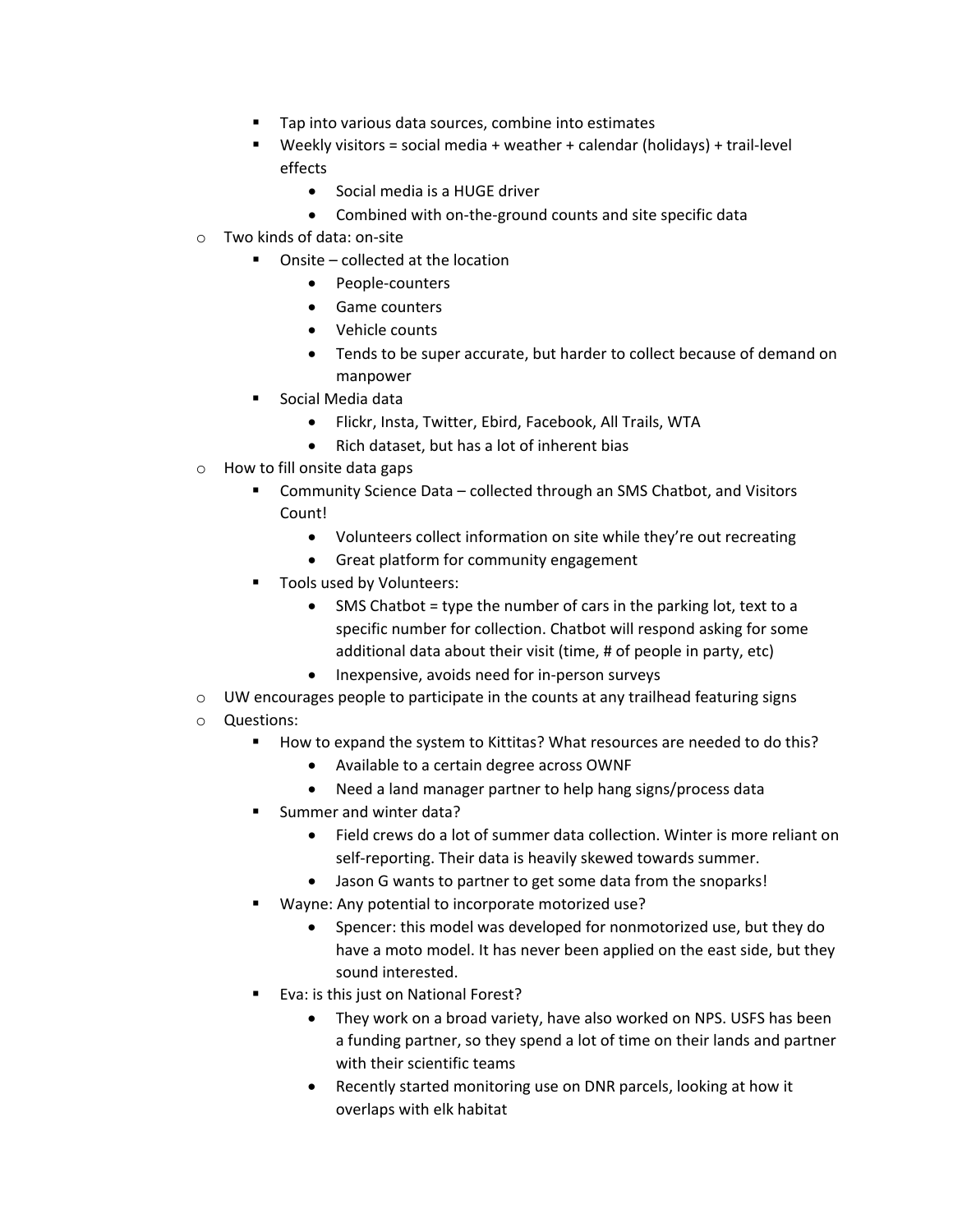- Tap into various data sources, combine into estimates
        - Weekly visitors = social media + weather + calendar (holidays) + trail-level effects
            - Social media is a HUGE driver
            - Combined with on-the-ground counts and site specific data
    - Two kinds of data: on-site
        - Onsite – collected at the location
            - People-counters
            - Game counters
            - Vehicle counts
            - Tends to be super accurate, but harder to collect because of demand on manpower
        - Social Media data
            - Flickr, Insta, Twitter, Ebird, Facebook, All Trails, WTA
            - Rich dataset, but has a lot of inherent bias
    - How to fill onsite data gaps
        - Community Science Data – collected through an SMS Chatbot, and Visitors Count!
            - Volunteers collect information on site while they're out recreating
            - Great platform for community engagement
        - Tools used by Volunteers:
            - SMS Chatbot = type the number of cars in the parking lot, text to a specific number for collection. Chatbot will respond asking for some additional data about their visit (time, # of people in party, etc)
            - Inexpensive, avoids need for in-person surveys
    - UW encourages people to participate in the counts at any trailhead featuring signs
    - Questions:
        - How to expand the system to Kittitas? What resources are needed to do this?
            - Available to a certain degree across OWNF
            - Need a land manager partner to help hang signs/process data
        - Summer and winter data?
            - Field crews do a lot of summer data collection. Winter is more reliant on self-reporting. Their data is heavily skewed towards summer.
            - Jason G wants to partner to get some data from the snoparks!
        - Wayne: Any potential to incorporate motorized use?
            - Spencer: this model was developed for nonmotorized use, but they do have a moto model. It has never been applied on the east side, but they sound interested.
        - Eva: is this just on National Forest?
            - They work on a broad variety, have also worked on NPS. USFS has been a funding partner, so they spend a lot of time on their lands and partner with their scientific teams
            - Recently started monitoring use on DNR parcels, looking at how it overlaps with elk habitat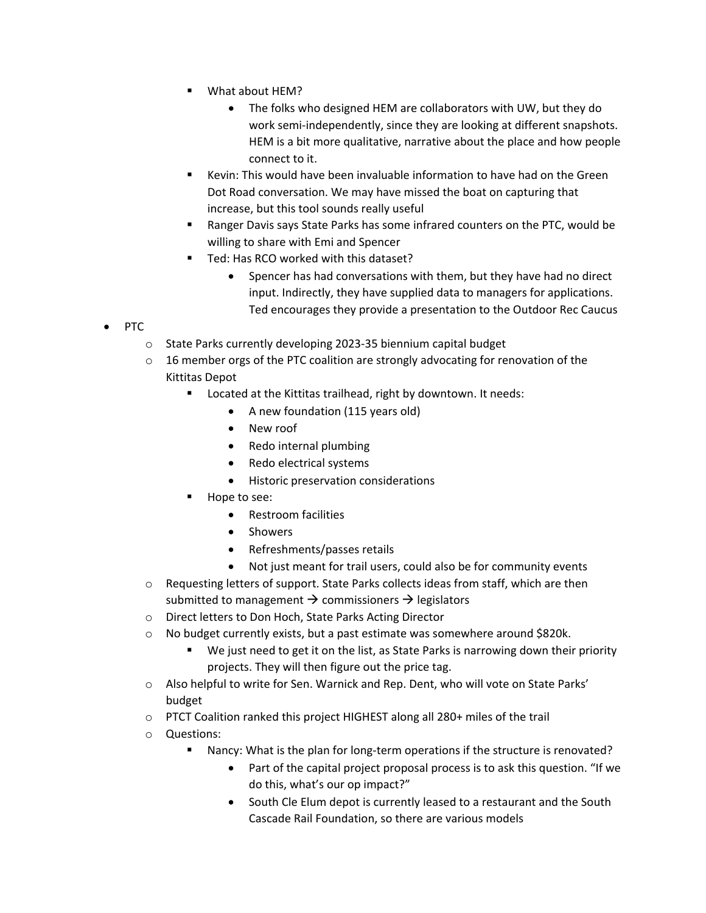- What about HEM?
            - The folks who designed HEM are collaborators with UW, but they do work semi-independently, since they are looking at different snapshots. HEM is a bit more qualitative, narrative about the place and how people connect to it.
        - Kevin: This would have been invaluable information to have had on the Green Dot Road conversation. We may have missed the boat on capturing that increase, but this tool sounds really useful
        - Ranger Davis says State Parks has some infrared counters on the PTC, would be willing to share with Emi and Spencer
        - Ted: Has RCO worked with this dataset?
            - Spencer has had conversations with them, but they have had no direct input. Indirectly, they have supplied data to managers for applications. Ted encourages they provide a presentation to the Outdoor Rec Caucus

- PTC
    - State Parks currently developing 2023-35 biennium capital budget
    - 16 member orgs of the PTC coalition are strongly advocating for renovation of the Kittitas Depot
        - Located at the Kittitas trailhead, right by downtown. It needs:
            - A new foundation (115 years old)
            - New roof
            - Redo internal plumbing
            - Redo electrical systems
            - Historic preservation considerations
        - Hope to see:
            - Restroom facilities
            - Showers
            - Refreshments/passes retails
            - Not just meant for trail users, could also be for community events
    - Requesting letters of support. State Parks collects ideas from staff, which are then submitted to management → commissioners → legislators
    - Direct letters to Don Hoch, State Parks Acting Director
    - No budget currently exists, but a past estimate was somewhere around $820k.
        - We just need to get it on the list, as State Parks is narrowing down their priority projects. They will then figure out the price tag.
    - Also helpful to write for Sen. Warnick and Rep. Dent, who will vote on State Parks' budget
    - PTCT Coalition ranked this project HIGHEST along all 280+ miles of the trail
    - Questions:
        - Nancy: What is the plan for long-term operations if the structure is renovated?
            - Part of the capital project proposal process is to ask this question. "If we do this, what's our op impact?"
            - South Cle Elum depot is currently leased to a restaurant and the South Cascade Rail Foundation, so there are various models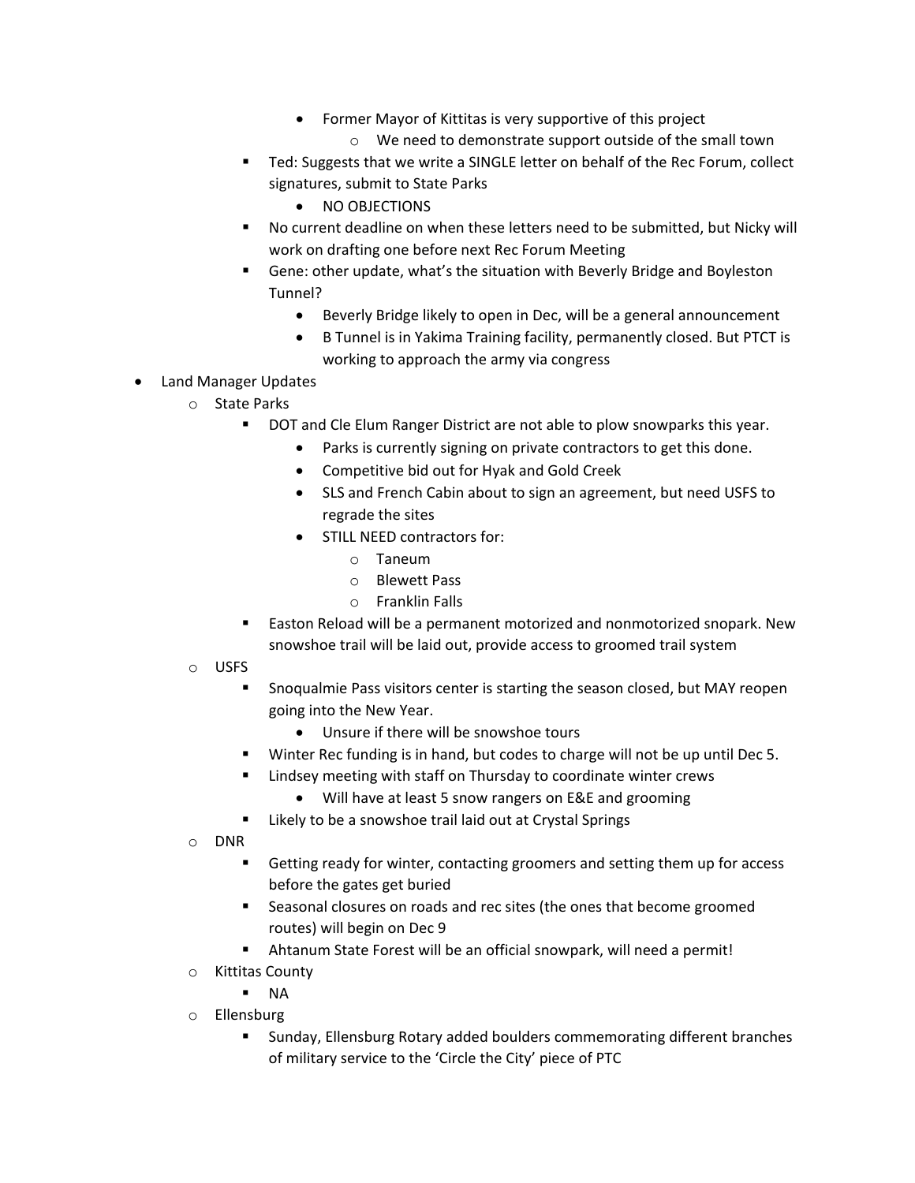- Former Mayor of Kittitas is very supportive of this project
          - We need to demonstrate support outside of the small town
      - Ted: Suggests that we write a SINGLE letter on behalf of the Rec Forum, collect signatures, submit to State Parks
        - NO OBJECTIONS
      - No current deadline on when these letters need to be submitted, but Nicky will work on drafting one before next Rec Forum Meeting
      - Gene: other update, what's the situation with Beverly Bridge and Boyleston Tunnel?
        - Beverly Bridge likely to open in Dec, will be a general announcement
        - B Tunnel is in Yakima Training facility, permanently closed. But PTCT is working to approach the army via congress
- Land Manager Updates
  - State Parks
    - DOT and Cle Elum Ranger District are not able to plow snowparks this year.
      - Parks is currently signing on private contractors to get this done.
      - Competitive bid out for Hyak and Gold Creek
      - SLS and French Cabin about to sign an agreement, but need USFS to regrade the sites
      - STILL NEED contractors for:
        - Taneum
        - Blewett Pass
        - Franklin Falls
    - Easton Reload will be a permanent motorized and nonmotorized snopark. New snowshoe trail will be laid out, provide access to groomed trail system
  - USFS
    - Snoqualmie Pass visitors center is starting the season closed, but MAY reopen going into the New Year.
      - Unsure if there will be snowshoe tours
    - Winter Rec funding is in hand, but codes to charge will not be up until Dec 5.
    - Lindsey meeting with staff on Thursday to coordinate winter crews
      - Will have at least 5 snow rangers on E&E and grooming
    - Likely to be a snowshoe trail laid out at Crystal Springs
  - DNR
    - Getting ready for winter, contacting groomers and setting them up for access before the gates get buried
    - Seasonal closures on roads and rec sites (the ones that become groomed routes) will begin on Dec 9
    - Ahtanum State Forest will be an official snowpark, will need a permit!
  - Kittitas County
    - NA
  - Ellensburg
    - Sunday, Ellensburg Rotary added boulders commemorating different branches of military service to the 'Circle the City' piece of PTC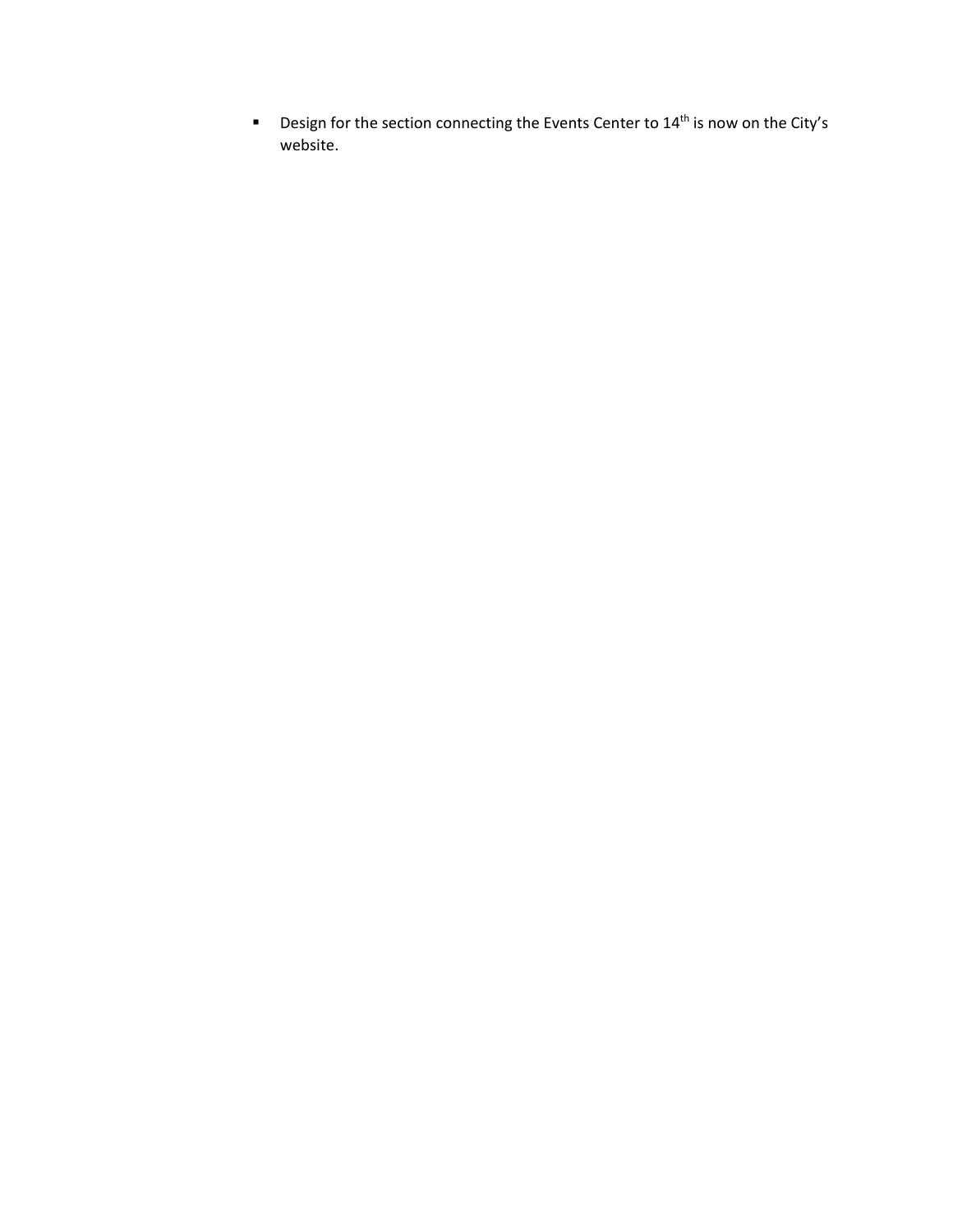- Design for the section connecting the Events Center to 14th is now on the City's website.